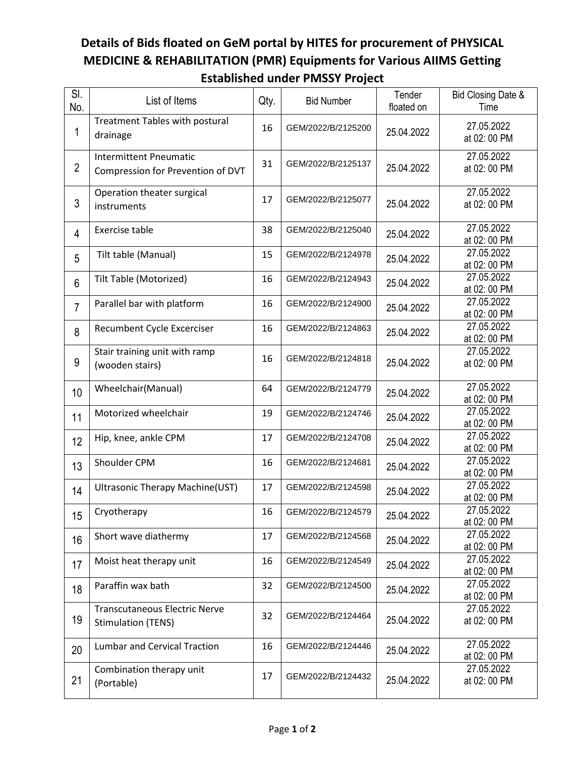# Details of Bids floated on GeM portal by HITES for procurement of PHYSICAL MEDICINE & REHABILITATION (PMR) Equipments for Various AIIMS Getting Established under PMSSY Project

| Sl. No. | List of Items | Qty. | Bid Number | Tender floated on | Bid Closing Date & Time |
|---|---|---|---|---|---|
| 1 | Treatment Tables with postural drainage | 16 | GEM/2022/B/2125200 | 25.04.2022 | 27.05.2022 at 02: 00 PM |
| 2 | Intermittent Pneumatic Compression for Prevention of DVT | 31 | GEM/2022/B/2125137 | 25.04.2022 | 27.05.2022 at 02: 00 PM |
| 3 | Operation theater surgical instruments | 17 | GEM/2022/B/2125077 | 25.04.2022 | 27.05.2022 at 02: 00 PM |
| 4 | Exercise table | 38 | GEM/2022/B/2125040 | 25.04.2022 | 27.05.2022 at 02: 00 PM |
| 5 | Tilt table (Manual) | 15 | GEM/2022/B/2124978 | 25.04.2022 | 27.05.2022 at 02: 00 PM |
| 6 | Tilt Table (Motorized) | 16 | GEM/2022/B/2124943 | 25.04.2022 | 27.05.2022 at 02: 00 PM |
| 7 | Parallel bar with platform | 16 | GEM/2022/B/2124900 | 25.04.2022 | 27.05.2022 at 02: 00 PM |
| 8 | Recumbent Cycle Excerciser | 16 | GEM/2022/B/2124863 | 25.04.2022 | 27.05.2022 at 02: 00 PM |
| 9 | Stair training unit with ramp (wooden stairs) | 16 | GEM/2022/B/2124818 | 25.04.2022 | 27.05.2022 at 02: 00 PM |
| 10 | Wheelchair(Manual) | 64 | GEM/2022/B/2124779 | 25.04.2022 | 27.05.2022 at 02: 00 PM |
| 11 | Motorized wheelchair | 19 | GEM/2022/B/2124746 | 25.04.2022 | 27.05.2022 at 02: 00 PM |
| 12 | Hip, knee, ankle CPM | 17 | GEM/2022/B/2124708 | 25.04.2022 | 27.05.2022 at 02: 00 PM |
| 13 | Shoulder CPM | 16 | GEM/2022/B/2124681 | 25.04.2022 | 27.05.2022 at 02: 00 PM |
| 14 | Ultrasonic Therapy Machine(UST) | 17 | GEM/2022/B/2124598 | 25.04.2022 | 27.05.2022 at 02: 00 PM |
| 15 | Cryotherapy | 16 | GEM/2022/B/2124579 | 25.04.2022 | 27.05.2022 at 02: 00 PM |
| 16 | Short wave diathermy | 17 | GEM/2022/B/2124568 | 25.04.2022 | 27.05.2022 at 02: 00 PM |
| 17 | Moist heat therapy unit | 16 | GEM/2022/B/2124549 | 25.04.2022 | 27.05.2022 at 02: 00 PM |
| 18 | Paraffin wax bath | 32 | GEM/2022/B/2124500 | 25.04.2022 | 27.05.2022 at 02: 00 PM |
| 19 | Transcutaneous Electric Nerve Stimulation (TENS) | 32 | GEM/2022/B/2124464 | 25.04.2022 | 27.05.2022 at 02: 00 PM |
| 20 | Lumbar and Cervical Traction | 16 | GEM/2022/B/2124446 | 25.04.2022 | 27.05.2022 at 02: 00 PM |
| 21 | Combination therapy unit (Portable) | 17 | GEM/2022/B/2124432 | 25.04.2022 | 27.05.2022 at 02: 00 PM |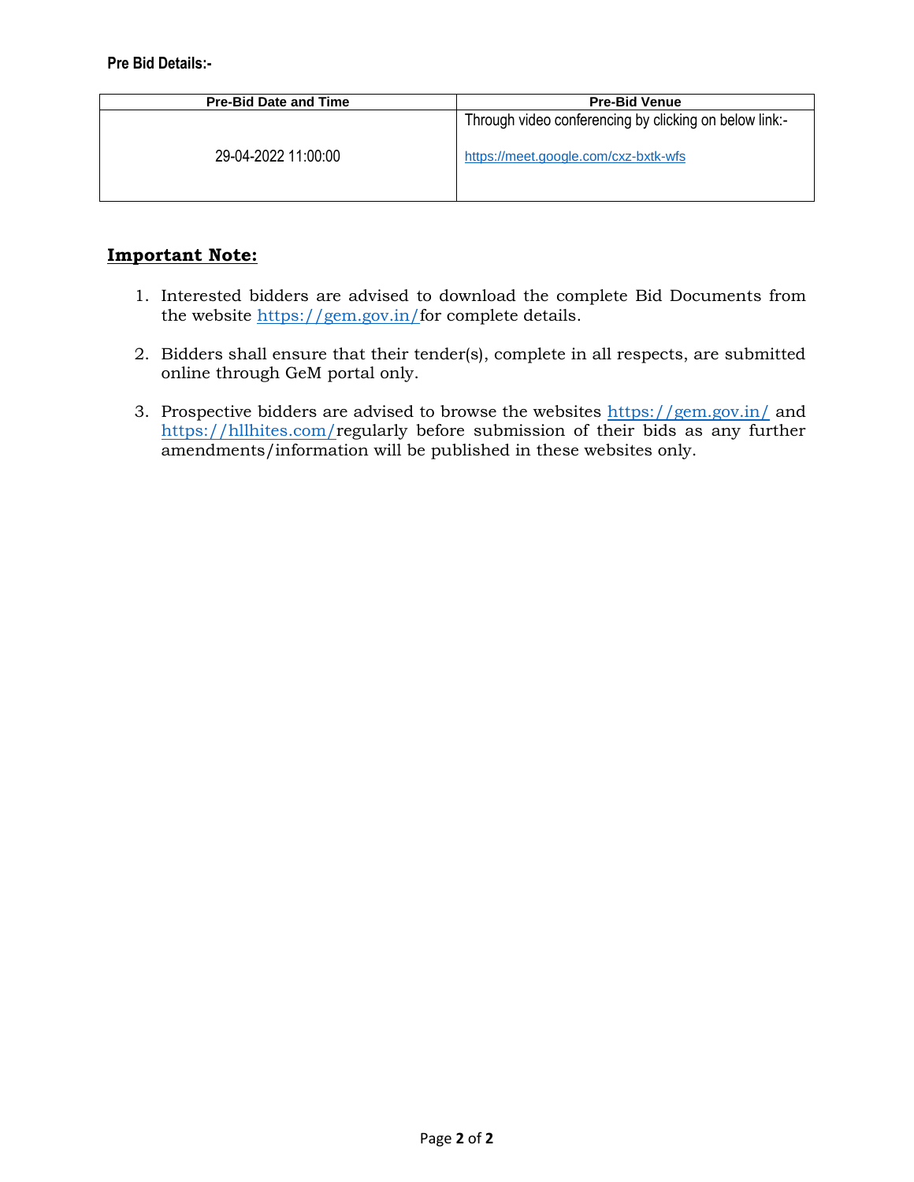**Pre Bid Details:-**

| Pre-Bid Date and Time | Pre-Bid Venue |
|---|---|
| 29-04-2022 11:00:00 | Through video conferencing by clicking on below link:- https://meet.google.com/cxz-bxtk-wfs |

## Important Note:

1. Interested bidders are advised to download the complete Bid Documents from the website https://gem.gov.in/for complete details.

2. Bidders shall ensure that their tender(s), complete in all respects, are submitted online through GeM portal only.

3. Prospective bidders are advised to browse the websites https://gem.gov.in/ and https://hllhites.com/regularly before submission of their bids as any further amendments/information will be published in these websites only.